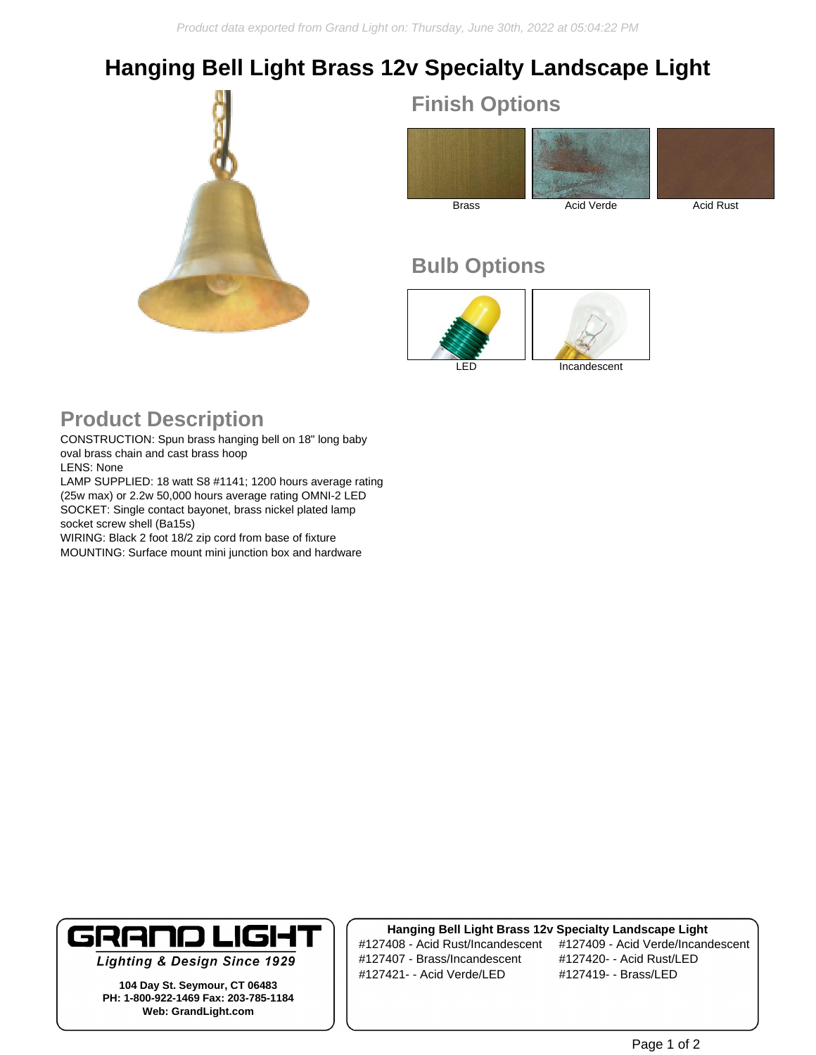Product data exported from Grand Light on: Thursday, June 30th, 2022 at 05:04:22 PM

# Hanging Bell Light Brass 12v Specialty Landscape Light

## Finish Options

Brass

Acid Verde

Acid Rust

## Bulb Options

LED

Incandescent

## Product Description

CONSTRUCTION: Spun brass hanging bell on 18" long baby oval brass chain and cast brass hoop
LENS: None
LAMP SUPPLIED: 18 watt S8 #1141; 1200 hours average rating (25w max) or 2.2w 50,000 hours average rating OMNI-2 LED
SOCKET: Single contact bayonet, brass nickel plated lamp socket screw shell (Ba15s)
WIRING: Black 2 foot 18/2 zip cord from base of fixture
MOUNTING: Surface mount mini junction box and hardware

**GRAND LIGHT**
*Lighting & Design Since 1929*

**104 Day St. Seymour, CT 06483**
**PH: 1-800-922-1469 Fax: 203-785-1184**
**Web: GrandLight.com**

**Hanging Bell Light Brass 12v Specialty Landscape Light**

#127408 - Acid Rust/Incandescent
#127409 - Acid Verde/Incandescent
#127407 - Brass/Incandescent
#127420- - Acid Rust/LED
#127421- - Acid Verde/LED
#127419- - Brass/LED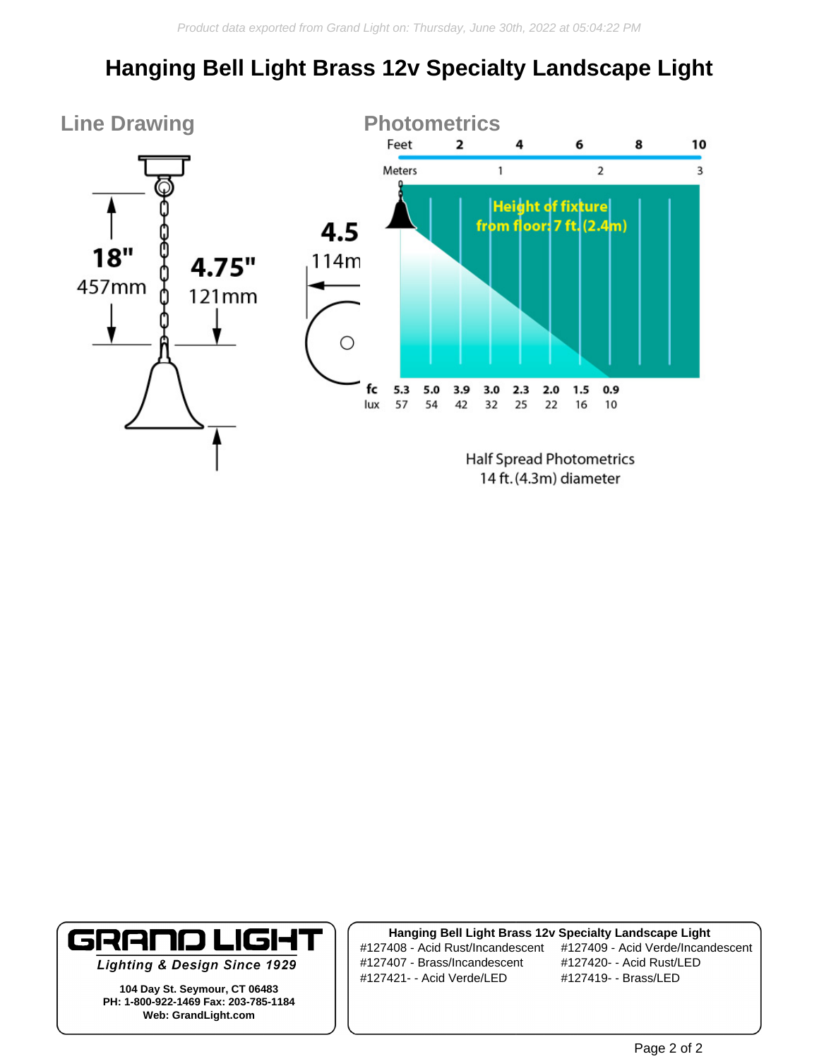# Hanging Bell Light Brass 12v Specialty Landscape Light

## Line Drawing

18"
457mm

4.75"
121mm

4.5
114m

## Photometrics

Feet 2 4 6 8 10

Meters 1 2 3

Height of fixture from floor: 7 ft. (2.4m)

fc 5.3 5.0 3.9 3.0 2.3 2.0 1.5 0.9

lux 57 54 42 32 25 22 16 10

Half Spread Photometrics
14 ft. (4.3m) diameter

**GRAND LIGHT**
*Lighting & Design Since 1929*

**104 Day St. Seymour, CT 06483**
**PH: 1-800-922-1469 Fax: 203-785-1184**
**Web: GrandLight.com**

**Hanging Bell Light Brass 12v Specialty Landscape Light**

#127408 - Acid Rust/Incandescent
#127409 - Acid Verde/Incandescent
#127407 - Brass/Incandescent
#127420- - Acid Rust/LED
#127421- - Acid Verde/LED
#127419- - Brass/LED